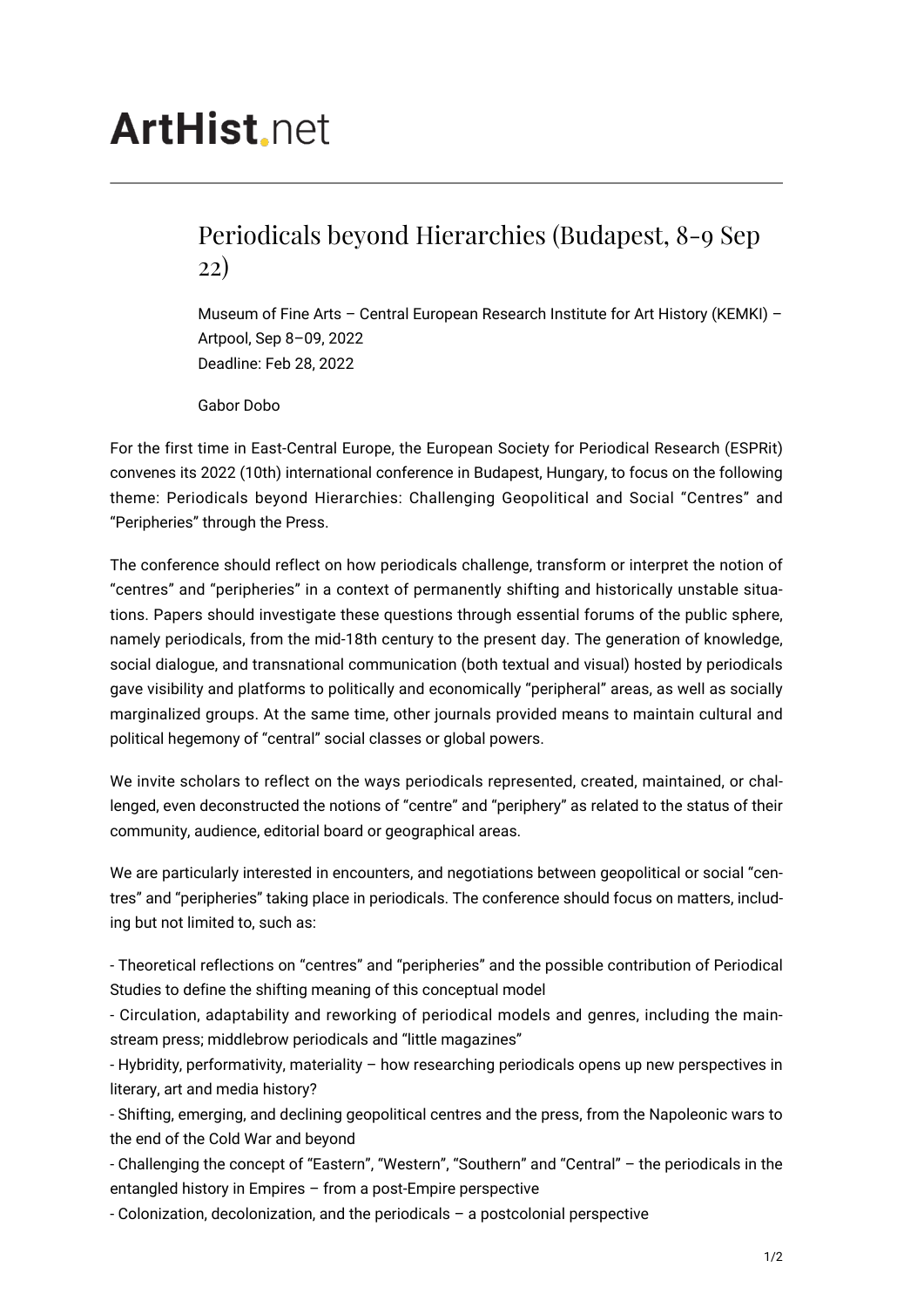# ArtHist.net

## Periodicals beyond Hierarchies (Budapest, 8-9 Sep 22)

Museum of Fine Arts – Central European Research Institute for Art History (KEMKI) – Artpool, Sep 8–09, 2022
Deadline: Feb 28, 2022

Gabor Dobo

For the first time in East-Central Europe, the European Society for Periodical Research (ESPRit) convenes its 2022 (10th) international conference in Budapest, Hungary, to focus on the following theme: Periodicals beyond Hierarchies: Challenging Geopolitical and Social "Centres" and "Peripheries" through the Press.

The conference should reflect on how periodicals challenge, transform or interpret the notion of "centres" and "peripheries" in a context of permanently shifting and historically unstable situations. Papers should investigate these questions through essential forums of the public sphere, namely periodicals, from the mid-18th century to the present day. The generation of knowledge, social dialogue, and transnational communication (both textual and visual) hosted by periodicals gave visibility and platforms to politically and economically "peripheral" areas, as well as socially marginalized groups. At the same time, other journals provided means to maintain cultural and political hegemony of "central" social classes or global powers.

We invite scholars to reflect on the ways periodicals represented, created, maintained, or challenged, even deconstructed the notions of "centre" and "periphery" as related to the status of their community, audience, editorial board or geographical areas.

We are particularly interested in encounters, and negotiations between geopolitical or social "centres" and "peripheries" taking place in periodicals. The conference should focus on matters, including but not limited to, such as:

- Theoretical reflections on "centres" and "peripheries" and the possible contribution of Periodical Studies to define the shifting meaning of this conceptual model
- Circulation, adaptability and reworking of periodical models and genres, including the mainstream press; middlebrow periodicals and "little magazines"
- Hybridity, performativity, materiality – how researching periodicals opens up new perspectives in literary, art and media history?
- Shifting, emerging, and declining geopolitical centres and the press, from the Napoleonic wars to the end of the Cold War and beyond
- Challenging the concept of "Eastern", "Western", "Southern" and "Central" – the periodicals in the entangled history in Empires – from a post-Empire perspective
- Colonization, decolonization, and the periodicals – a postcolonial perspective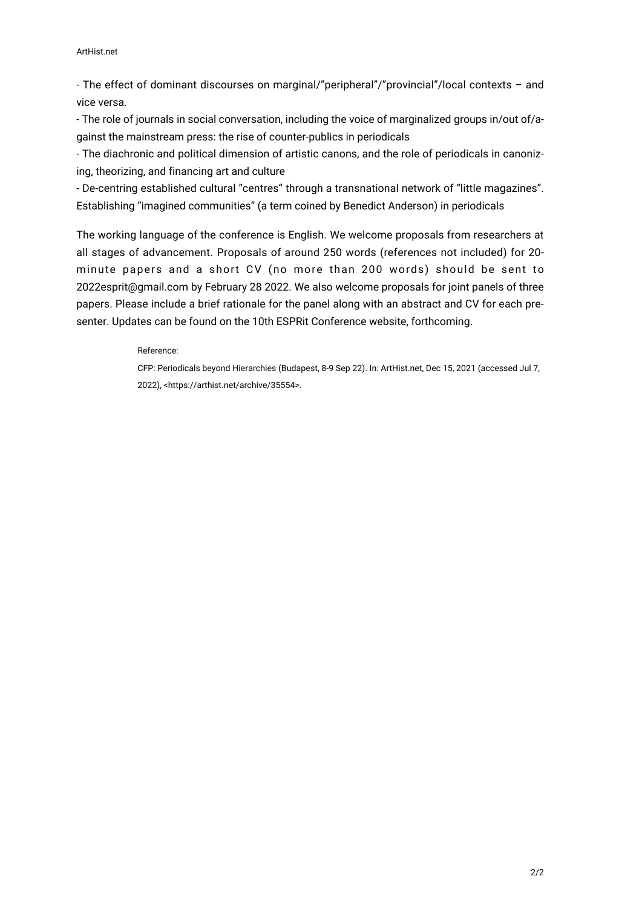- The effect of dominant discourses on marginal/"peripheral"/"provincial"/local contexts – and vice versa.
- The role of journals in social conversation, including the voice of marginalized groups in/out of/against the mainstream press: the rise of counter-publics in periodicals
- The diachronic and political dimension of artistic canons, and the role of periodicals in canonizing, theorizing, and financing art and culture
- De-centring established cultural "centres" through a transnational network of "little magazines". Establishing "imagined communities" (a term coined by Benedict Anderson) in periodicals

The working language of the conference is English. We welcome proposals from researchers at all stages of advancement. Proposals of around 250 words (references not included) for 20-minute papers and a short CV (no more than 200 words) should be sent to 2022esprit@gmail.com by February 28 2022. We also welcome proposals for joint panels of three papers. Please include a brief rationale for the panel along with an abstract and CV for each presenter. Updates can be found on the 10th ESPRit Conference website, forthcoming.

Reference:

CFP: Periodicals beyond Hierarchies (Budapest, 8-9 Sep 22). In: ArtHist.net, Dec 15, 2021 (accessed Jul 7, 2022), <https://arthist.net/archive/35554>.